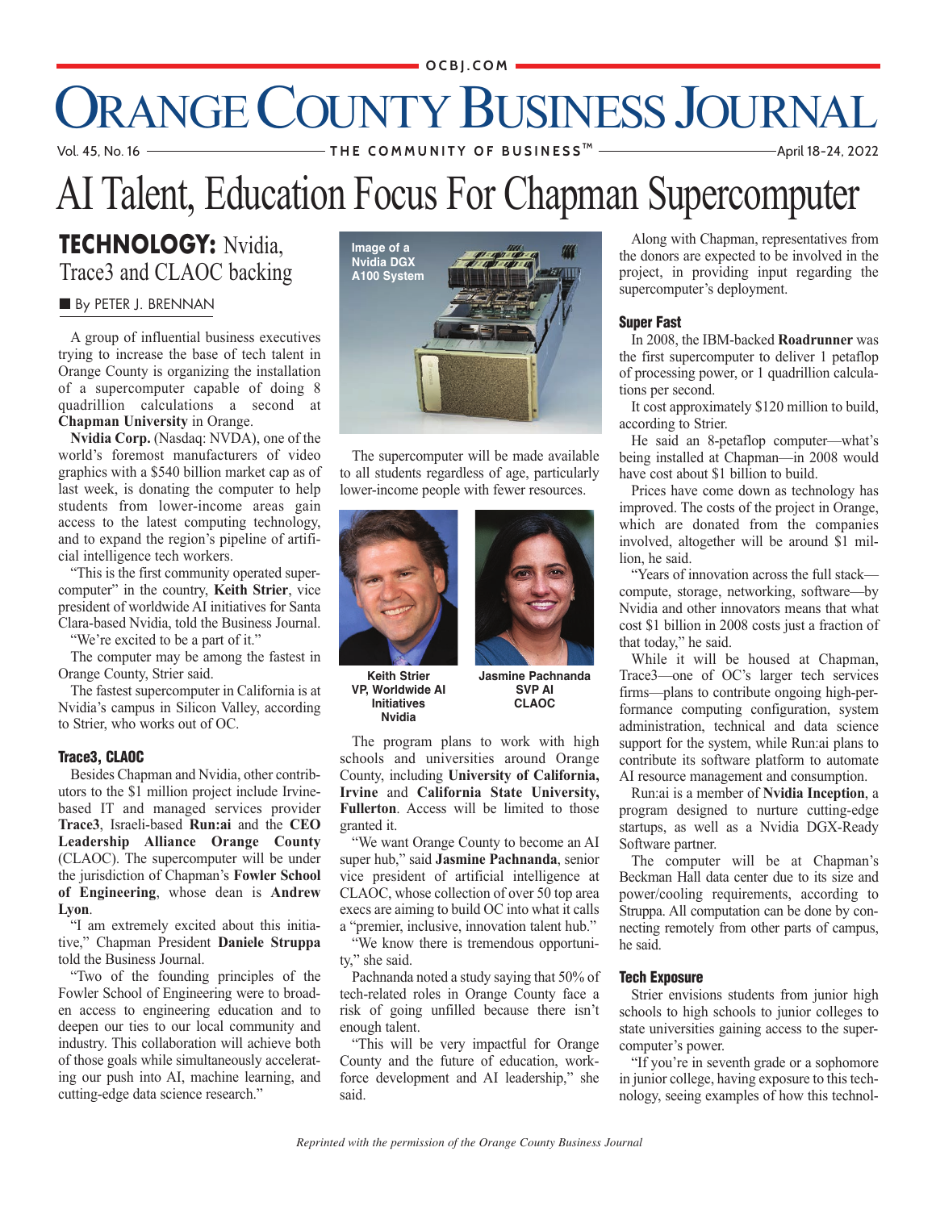# Orange County Business Journal

**THE COMMUNITY OF BUSINESS™**

# AI Talent, Education Focus For Chapman Supercomputer

## TECHNOLOGY: Nvidia, Trace3 and CLAOC backing

By PETER J. BRENNAN

A group of influential business executives trying to increase the base of tech talent in Orange County is organizing the installation of a supercomputer capable of doing 8 quadrillion calculations a second at **Chapman University** in Orange.

**Nvidia Corp.** (Nasdaq: NVDA), one of the world's foremost manufacturers of video graphics with a $540 billion market cap as of last week, is donating the computer to help students from lower-income areas gain access to the latest computing technology, and to expand the region's pipeline of artificial intelligence tech workers.

"This is the first community operated supercomputer" in the country, **Keith Strier**, vice president of worldwide AI initiatives for Santa Clara-based Nvidia, told the Business Journal.

"We're excited to be a part of it."

The computer may be among the fastest in Orange County, Strier said.

The fastest supercomputer in California is at Nvidia's campus in Silicon Valley, according to Strier, who works out of OC.

### Trace3, CLAOC

Besides Chapman and Nvidia, other contributors to the $1 million project include Irvine-based IT and managed services provider **Trace3**, Israeli-based **Run:ai** and the **CEO Leadership Alliance Orange County** (CLAOC). The supercomputer will be under the jurisdiction of Chapman's **Fowler School of Engineering**, whose dean is **Andrew Lyon**.

"I am extremely excited about this initiative," Chapman President **Daniele Struppa** told the Business Journal.

"Two of the founding principles of the Fowler School of Engineering were to broaden access to engineering education and to deepen our ties to our local community and industry. This collaboration will achieve both of those goals while simultaneously accelerating our push into AI, machine learning, and cutting-edge data science research."

Image of a Nvidia DGX A100 System

The supercomputer will be made available to all students regardless of age, particularly lower-income people with fewer resources.

Keith Strier
VP, Worldwide AI Initiatives
Nvidia

Jasmine Pachnanda
SVP AI
CLAOC

The program plans to work with high schools and universities around Orange County, including **University of California, Irvine** and **California State University, Fullerton**. Access will be limited to those granted it.

"We want Orange County to become an AI super hub," said **Jasmine Pachnanda**, senior vice president of artificial intelligence at CLAOC, whose collection of over 50 top area execs are aiming to build OC into what it calls a "premier, inclusive, innovation talent hub."

"We know there is tremendous opportunity," she said.

Pachnanda noted a study saying that 50% of tech-related roles in Orange County face a risk of going unfilled because there isn't enough talent.

"This will be very impactful for Orange County and the future of education, workforce development and AI leadership," she said.

Along with Chapman, representatives from the donors are expected to be involved in the project, in providing input regarding the supercomputer's deployment.

### Super Fast

In 2008, the IBM-backed **Roadrunner** was the first supercomputer to deliver 1 petaflop of processing power, or 1 quadrillion calculations per second.

It cost approximately $120 million to build, according to Strier.

He said an 8-petaflop computer—what's being installed at Chapman—in 2008 would have cost about $1 billion to build.

Prices have come down as technology has improved. The costs of the project in Orange, which are donated from the companies involved, altogether will be around $1 million, he said.

"Years of innovation across the full stack—compute, storage, networking, software—by Nvidia and other innovators means that what cost $1 billion in 2008 costs just a fraction of that today," he said.

While it will be housed at Chapman, Trace3—one of OC's larger tech services firms—plans to contribute ongoing high-performance computing configuration, system administration, technical and data science support for the system, while Run:ai plans to contribute its software platform to automate AI resource management and consumption.

Run:ai is a member of **Nvidia Inception**, a program designed to nurture cutting-edge startups, as well as a Nvidia DGX-Ready Software partner.

The computer will be at Chapman's Beckman Hall data center due to its size and power/cooling requirements, according to Struppa. All computation can be done by connecting remotely from other parts of campus, he said.

### Tech Exposure

Strier envisions students from junior high schools to high schools to junior colleges to state universities gaining access to the supercomputer's power.

"If you're in seventh grade or a sophomore in junior college, having exposure to this technology, seeing examples of how this technol-

*Reprinted with the permission of the Orange County Business Journal*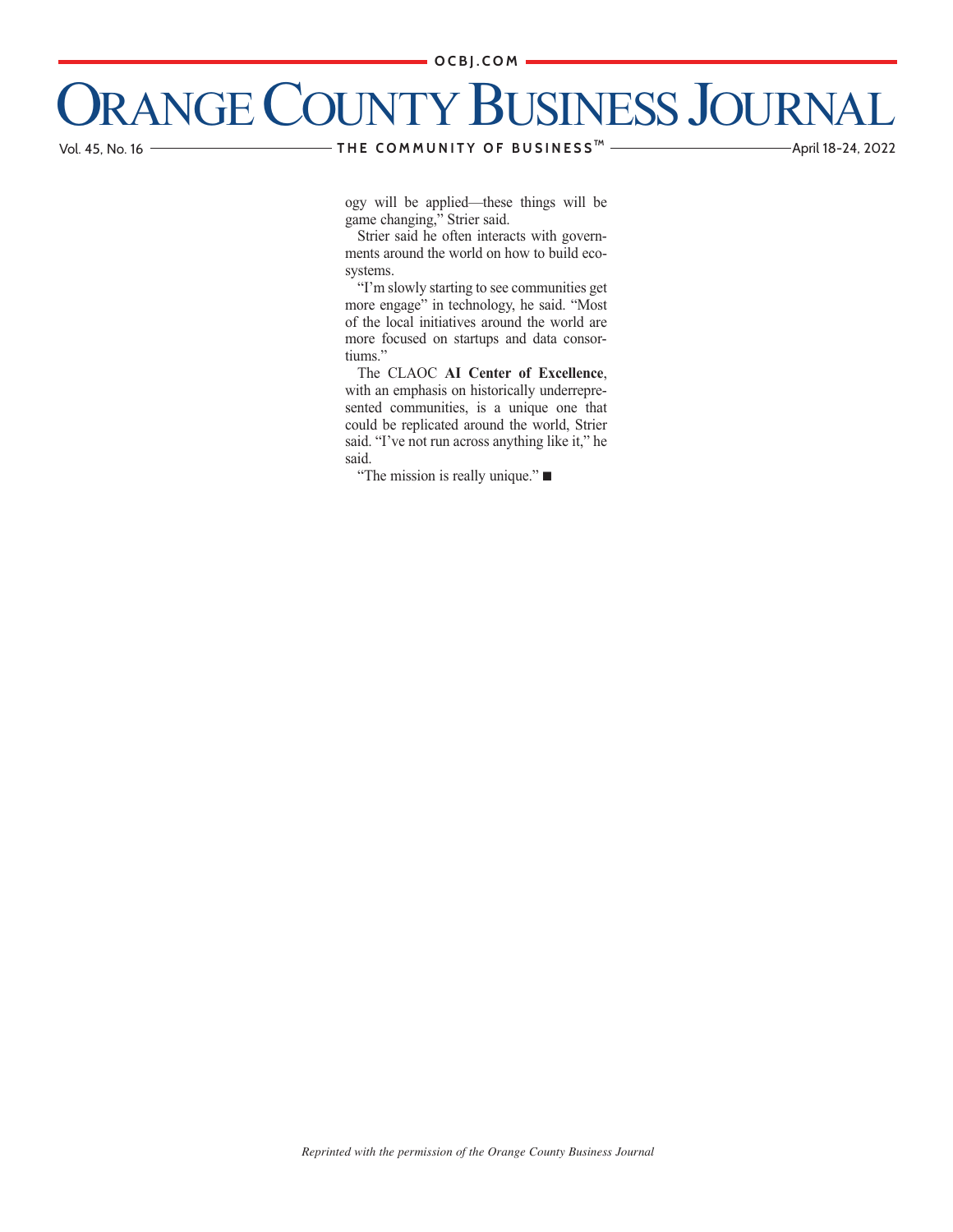ogy will be applied—these things will be game changing," Strier said.

Strier said he often interacts with governments around the world on how to build ecosystems.

"I'm slowly starting to see communities get more engage" in technology, he said. "Most of the local initiatives around the world are more focused on startups and data consortiums."

The CLAOC **AI Center of Excellence**, with an emphasis on historically underrepresented communities, is a unique one that could be replicated around the world, Strier said. "I've not run across anything like it," he said.

"The mission is really unique." ■

*Reprinted with the permission of the Orange County Business Journal*